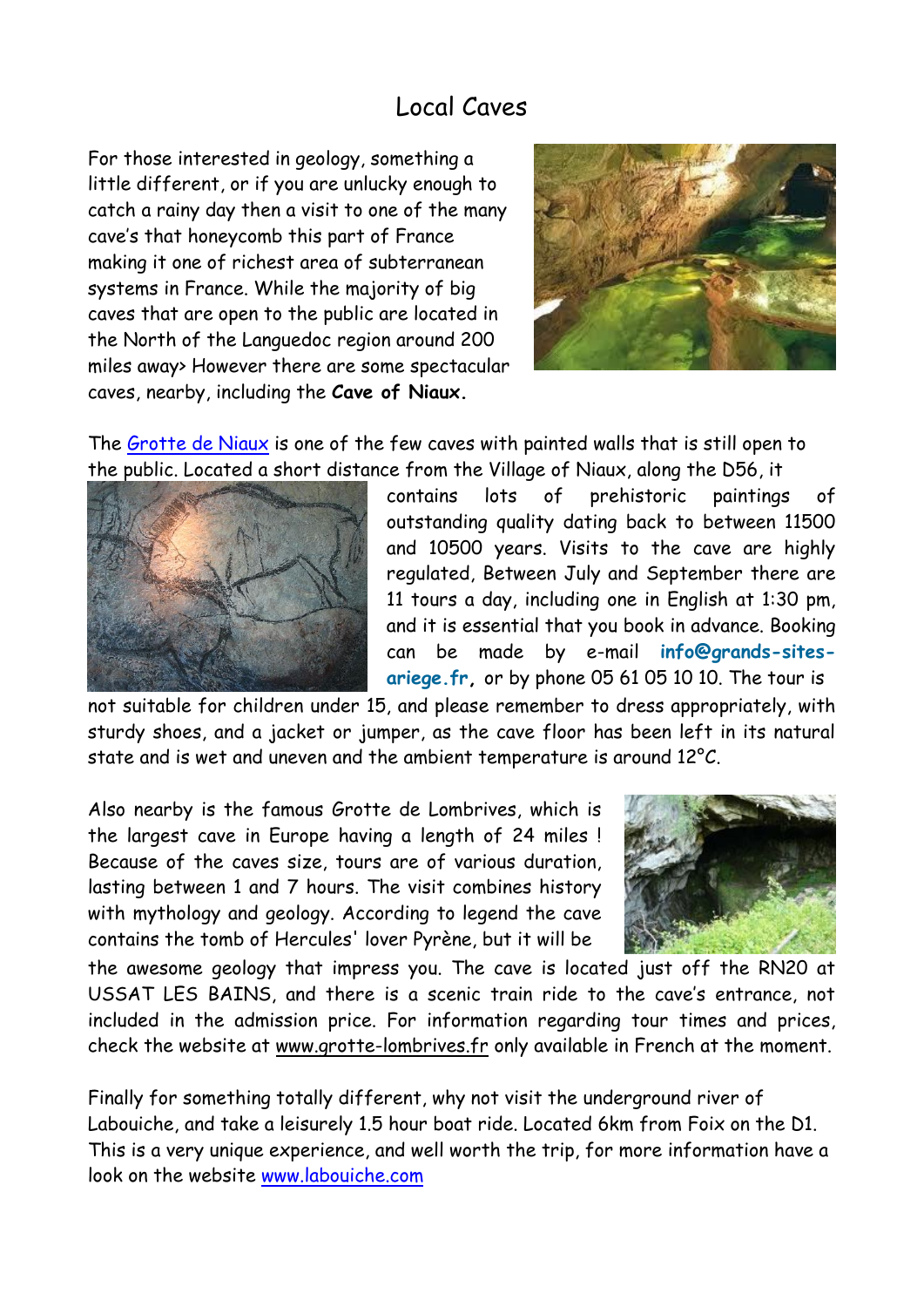# Local Caves

For those interested in geology, something a little different, or if you are unlucky enough to catch a rainy day then a visit to one of the many cave's that honeycomb this part of France making it one of richest area of subterranean systems in France. While the majority of big caves that are open to the public are located in the North of the Languedoc region around 200 miles away> However there are some spectacular caves, nearby, including the **Cave of Niaux.**

The [Grotte de Niaux](Grotte de Niaux) is one of the few caves with painted walls that is still open to the public. Located a short distance from the Village of Niaux, along the D56, it contains lots of prehistoric paintings of outstanding quality dating back to between 11500 and 10500 years. Visits to the cave are highly regulated, Between July and September there are 11 tours a day, including one in English at 1:30 pm, and it is essential that you book in advance. Booking can be made by e-mail **info@grands-sites-ariege.fr,** or by phone 05 61 05 10 10. The tour is not suitable for children under 15, and please remember to dress appropriately, with sturdy shoes, and a jacket or jumper, as the cave floor has been left in its natural state and is wet and uneven and the ambient temperature is around 12°C.

Also nearby is the famous Grotte de Lombrives, which is the largest cave in Europe having a length of 24 miles ! Because of the caves size, tours are of various duration, lasting between 1 and 7 hours. The visit combines history with mythology and geology. According to legend the cave contains the tomb of Hercules' lover Pyrène, but it will be the awesome geology that impress you. The cave is located just off the RN20 at USSAT LES BAINS, and there is a scenic train ride to the cave's entrance, not included in the admission price. For information regarding tour times and prices, check the website at www.grotte-lombrives.fr only available in French at the moment.

Finally for something totally different, why not visit the underground river of Labouiche, and take a leisurely 1.5 hour boat ride. Located 6km from Foix on the D1. This is a very unique experience, and well worth the trip, for more information have a look on the website [www.labouiche.com](www.labouiche.com)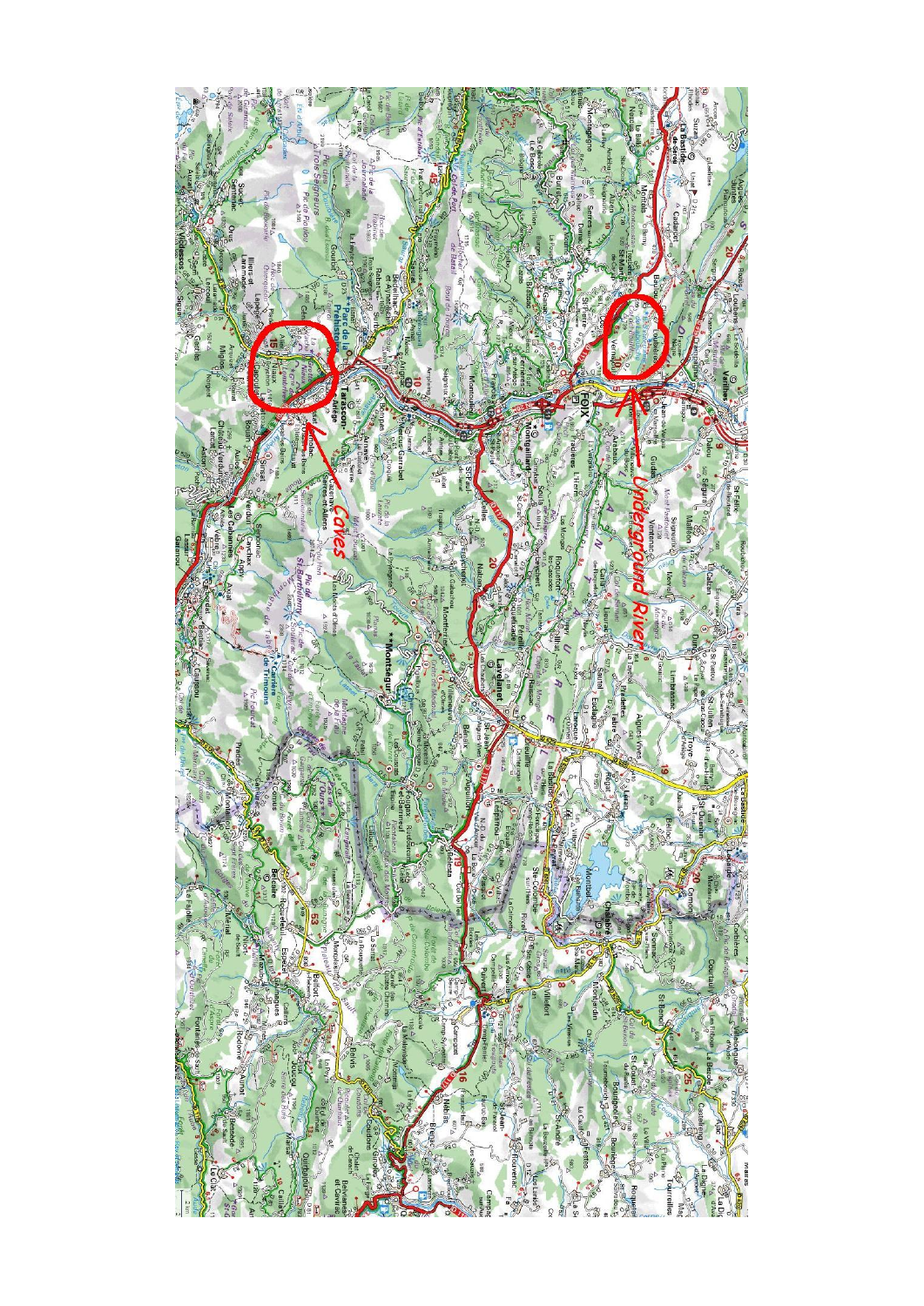Caves

Underground River